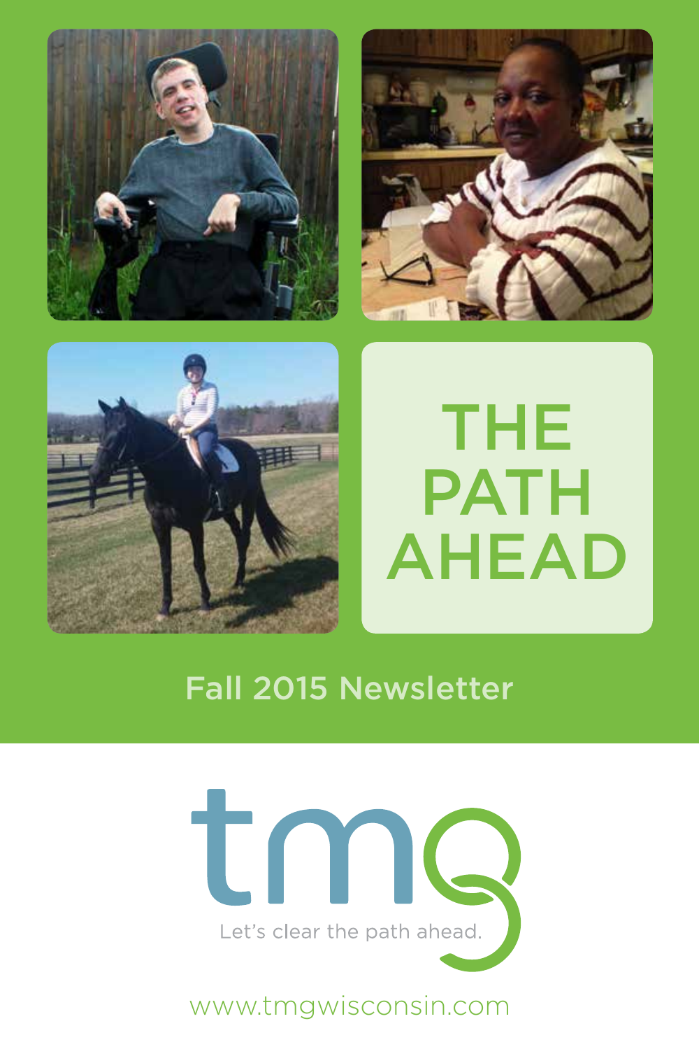# THE PATH AHEAD

## Fall 2015 Newsletter

tmg

Let's clear the path ahead.

www.tmgwisconsin.com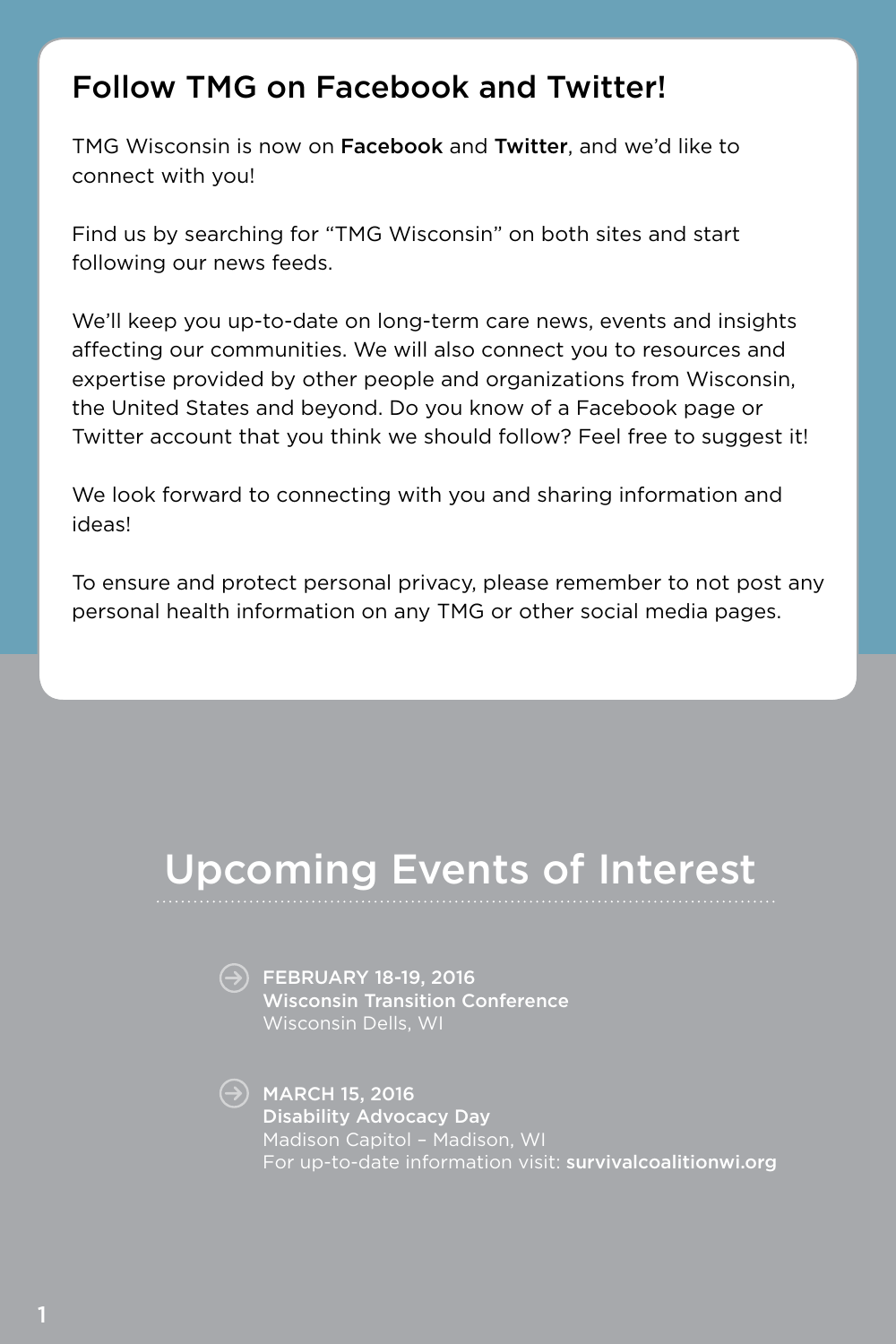## Follow TMG on Facebook and Twitter!

TMG Wisconsin is now on **Facebook** and **Twitter**, and we'd like to connect with you!

Find us by searching for "TMG Wisconsin" on both sites and start following our news feeds.

We'll keep you up-to-date on long-term care news, events and insights affecting our communities. We will also connect you to resources and expertise provided by other people and organizations from Wisconsin, the United States and beyond. Do you know of a Facebook page or Twitter account that you think we should follow? Feel free to suggest it!

We look forward to connecting with you and sharing information and ideas!

To ensure and protect personal privacy, please remember to not post any personal health information on any TMG or other social media pages.

## Upcoming Events of Interest

- FEBRUARY 18-19, 2016
  **Wisconsin Transition Conference**
  Wisconsin Dells, WI

- MARCH 15, 2016
  **Disability Advocacy Day**
  Madison Capitol – Madison, WI
  For up-to-date information visit: **survivalcoalitionwi.org**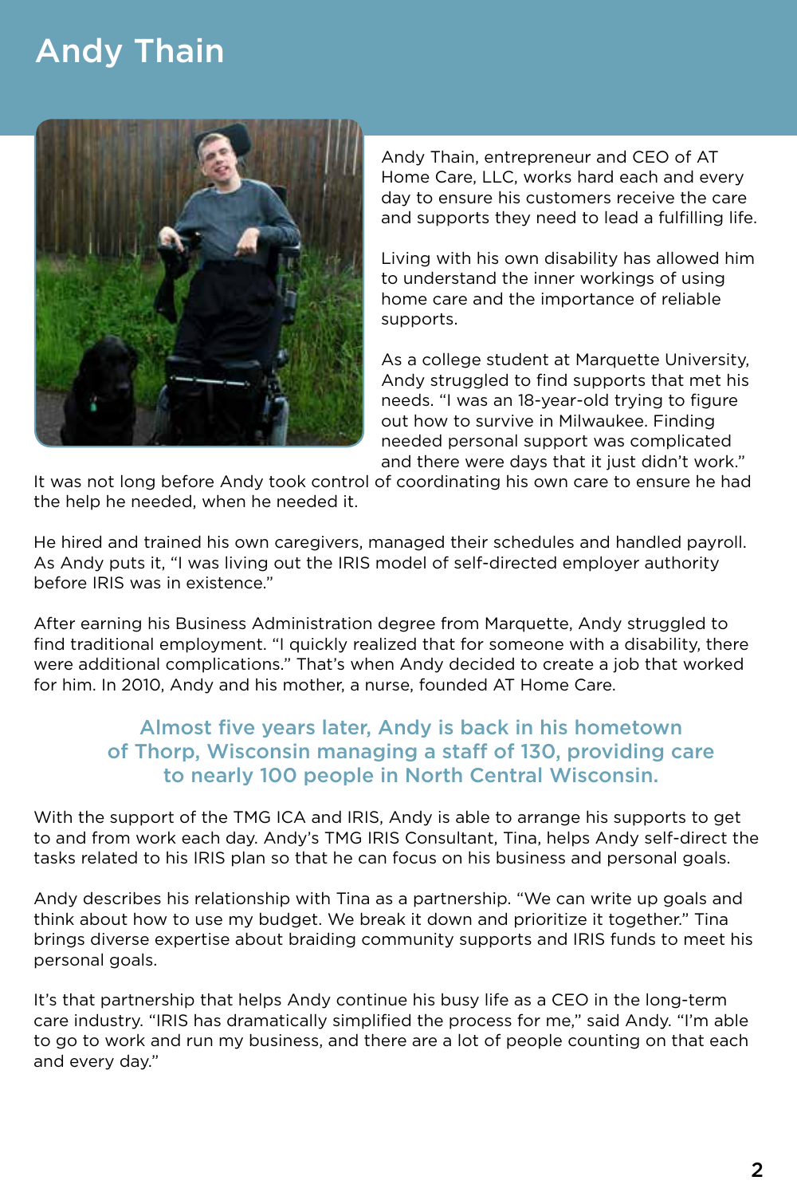# Andy Thain

Andy Thain, entrepreneur and CEO of AT Home Care, LLC, works hard each and every day to ensure his customers receive the care and supports they need to lead a fulfilling life.

Living with his own disability has allowed him to understand the inner workings of using home care and the importance of reliable supports.

As a college student at Marquette University, Andy struggled to find supports that met his needs. "I was an 18-year-old trying to figure out how to survive in Milwaukee. Finding needed personal support was complicated and there were days that it just didn't work." It was not long before Andy took control of coordinating his own care to ensure he had the help he needed, when he needed it.

He hired and trained his own caregivers, managed their schedules and handled payroll. As Andy puts it, "I was living out the IRIS model of self-directed employer authority before IRIS was in existence."

After earning his Business Administration degree from Marquette, Andy struggled to find traditional employment. "I quickly realized that for someone with a disability, there were additional complications." That's when Andy decided to create a job that worked for him. In 2010, Andy and his mother, a nurse, founded AT Home Care.

**Almost five years later, Andy is back in his hometown of Thorp, Wisconsin managing a staff of 130, providing care to nearly 100 people in North Central Wisconsin.**

With the support of the TMG ICA and IRIS, Andy is able to arrange his supports to get to and from work each day. Andy's TMG IRIS Consultant, Tina, helps Andy self-direct the tasks related to his IRIS plan so that he can focus on his business and personal goals.

Andy describes his relationship with Tina as a partnership. "We can write up goals and think about how to use my budget. We break it down and prioritize it together." Tina brings diverse expertise about braiding community supports and IRIS funds to meet his personal goals.

It's that partnership that helps Andy continue his busy life as a CEO in the long-term care industry. "IRIS has dramatically simplified the process for me," said Andy. "I'm able to go to work and run my business, and there are a lot of people counting on that each and every day."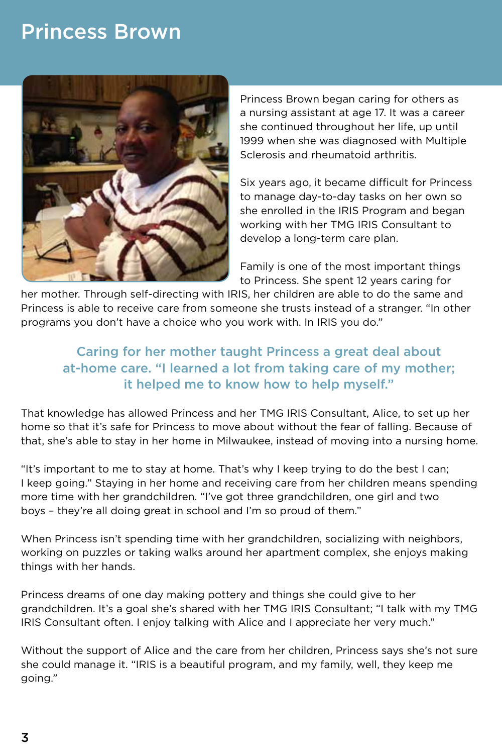# Princess Brown

Princess Brown began caring for others as a nursing assistant at age 17. It was a career she continued throughout her life, up until 1999 when she was diagnosed with Multiple Sclerosis and rheumatoid arthritis.

Six years ago, it became difficult for Princess to manage day-to-day tasks on her own so she enrolled in the IRIS Program and began working with her TMG IRIS Consultant to develop a long-term care plan.

Family is one of the most important things to Princess. She spent 12 years caring for her mother. Through self-directing with IRIS, her children are able to do the same and Princess is able to receive care from someone she trusts instead of a stranger. "In other programs you don't have a choice who you work with. In IRIS you do."

**Caring for her mother taught Princess a great deal about at-home care. "I learned a lot from taking care of my mother; it helped me to know how to help myself."**

That knowledge has allowed Princess and her TMG IRIS Consultant, Alice, to set up her home so that it's safe for Princess to move about without the fear of falling. Because of that, she's able to stay in her home in Milwaukee, instead of moving into a nursing home.

"It's important to me to stay at home. That's why I keep trying to do the best I can; I keep going." Staying in her home and receiving care from her children means spending more time with her grandchildren. "I've got three grandchildren, one girl and two boys – they're all doing great in school and I'm so proud of them."

When Princess isn't spending time with her grandchildren, socializing with neighbors, working on puzzles or taking walks around her apartment complex, she enjoys making things with her hands.

Princess dreams of one day making pottery and things she could give to her grandchildren. It's a goal she's shared with her TMG IRIS Consultant; "I talk with my TMG IRIS Consultant often. I enjoy talking with Alice and I appreciate her very much."

Without the support of Alice and the care from her children, Princess says she's not sure she could manage it. "IRIS is a beautiful program, and my family, well, they keep me going."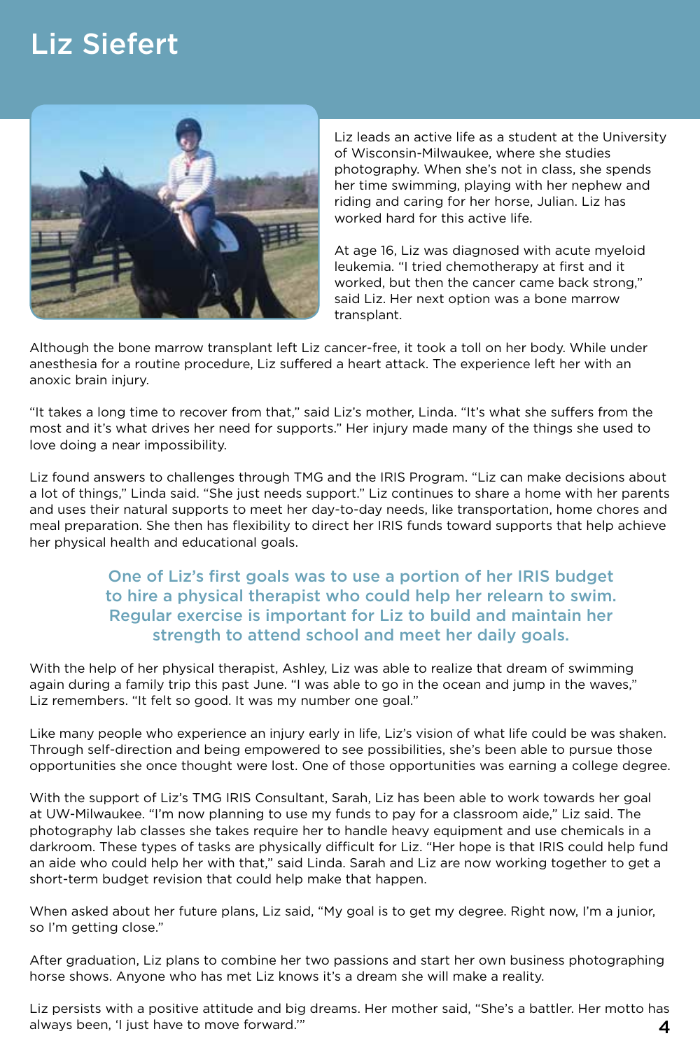# Liz Siefert

Liz leads an active life as a student at the University of Wisconsin-Milwaukee, where she studies photography. When she's not in class, she spends her time swimming, playing with her nephew and riding and caring for her horse, Julian. Liz has worked hard for this active life.

At age 16, Liz was diagnosed with acute myeloid leukemia. "I tried chemotherapy at first and it worked, but then the cancer came back strong," said Liz. Her next option was a bone marrow transplant.

Although the bone marrow transplant left Liz cancer-free, it took a toll on her body. While under anesthesia for a routine procedure, Liz suffered a heart attack. The experience left her with an anoxic brain injury.

"It takes a long time to recover from that," said Liz's mother, Linda. "It's what she suffers from the most and it's what drives her need for supports." Her injury made many of the things she used to love doing a near impossibility.

Liz found answers to challenges through TMG and the IRIS Program. "Liz can make decisions about a lot of things," Linda said. "She just needs support." Liz continues to share a home with her parents and uses their natural supports to meet her day-to-day needs, like transportation, home chores and meal preparation. She then has flexibility to direct her IRIS funds toward supports that help achieve her physical health and educational goals.

> One of Liz's first goals was to use a portion of her IRIS budget to hire a physical therapist who could help her relearn to swim. Regular exercise is important for Liz to build and maintain her strength to attend school and meet her daily goals.

With the help of her physical therapist, Ashley, Liz was able to realize that dream of swimming again during a family trip this past June. "I was able to go in the ocean and jump in the waves," Liz remembers. "It felt so good. It was my number one goal."

Like many people who experience an injury early in life, Liz's vision of what life could be was shaken. Through self-direction and being empowered to see possibilities, she's been able to pursue those opportunities she once thought were lost. One of those opportunities was earning a college degree.

With the support of Liz's TMG IRIS Consultant, Sarah, Liz has been able to work towards her goal at UW-Milwaukee. "I'm now planning to use my funds to pay for a classroom aide," Liz said. The photography lab classes she takes require her to handle heavy equipment and use chemicals in a darkroom. These types of tasks are physically difficult for Liz. "Her hope is that IRIS could help fund an aide who could help her with that," said Linda. Sarah and Liz are now working together to get a short-term budget revision that could help make that happen.

When asked about her future plans, Liz said, "My goal is to get my degree. Right now, I'm a junior, so I'm getting close."

After graduation, Liz plans to combine her two passions and start her own business photographing horse shows. Anyone who has met Liz knows it's a dream she will make a reality.

Liz persists with a positive attitude and big dreams. Her mother said, "She's a battler. Her motto has always been, 'I just have to move forward.'"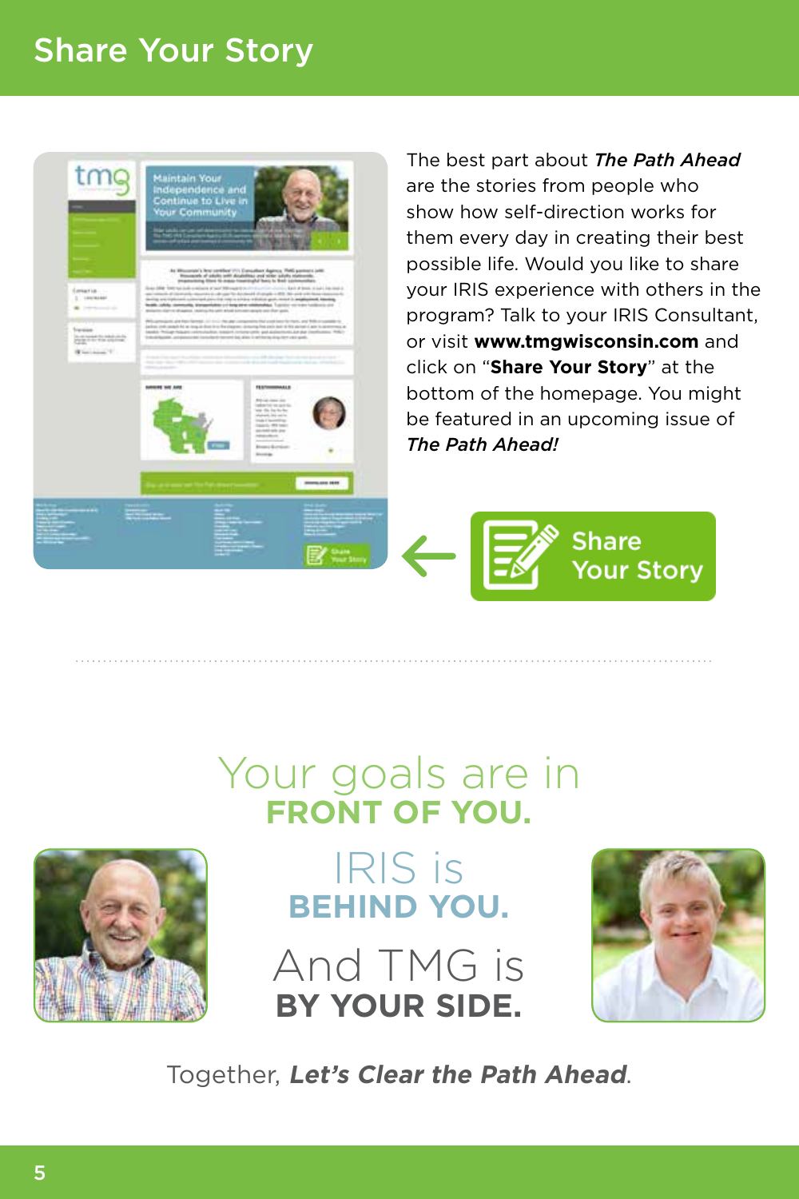# Share Your Story

The best part about ***The Path Ahead*** are the stories from people who show how self-direction works for them every day in creating their best possible life. Would you like to share your IRIS experience with others in the program? Talk to your IRIS Consultant, or visit **www.tmgwisconsin.com** and click on "**Share Your Story**" at the bottom of the homepage. You might be featured in an upcoming issue of ***The Path Ahead!***

Share Your Story

Your goals are in **FRONT OF YOU.**

IRIS is **BEHIND YOU.**

And TMG is **BY YOUR SIDE.**

Together, ***Let's Clear the Path Ahead***.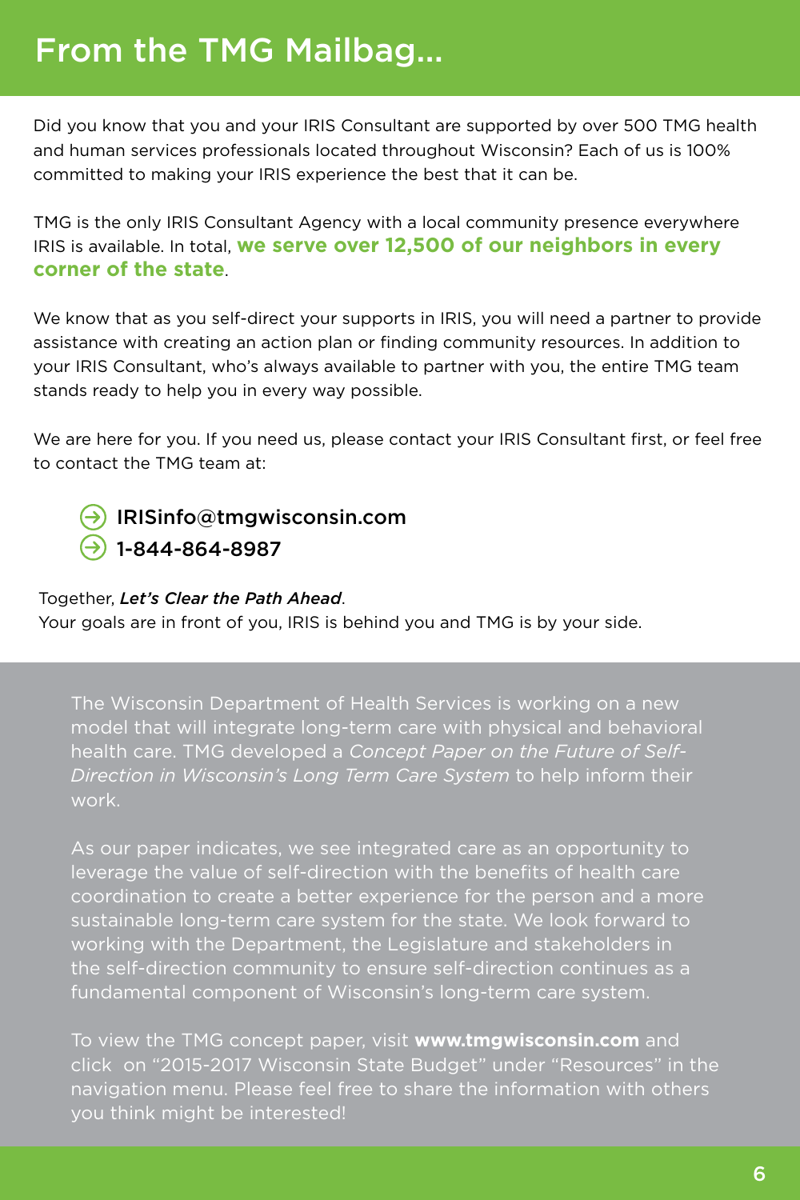# From the TMG Mailbag...

Did you know that you and your IRIS Consultant are supported by over 500 TMG health and human services professionals located throughout Wisconsin? Each of us is 100% committed to making your IRIS experience the best that it can be.

TMG is the only IRIS Consultant Agency with a local community presence everywhere IRIS is available. In total, **we serve over 12,500 of our neighbors in every corner of the state**.

We know that as you self-direct your supports in IRIS, you will need a partner to provide assistance with creating an action plan or finding community resources. In addition to your IRIS Consultant, who's always available to partner with you, the entire TMG team stands ready to help you in every way possible.

We are here for you. If you need us, please contact your IRIS Consultant first, or feel free to contact the TMG team at:

- IRISinfo@tmgwisconsin.com
- 1-844-864-8987

Together, ***Let's Clear the Path Ahead***.
Your goals are in front of you, IRIS is behind you and TMG is by your side.

The Wisconsin Department of Health Services is working on a new model that will integrate long-term care with physical and behavioral health care. TMG developed a *Concept Paper on the Future of Self-Direction in Wisconsin's Long Term Care System* to help inform their work.

As our paper indicates, we see integrated care as an opportunity to leverage the value of self-direction with the benefits of health care coordination to create a better experience for the person and a more sustainable long-term care system for the state. We look forward to working with the Department, the Legislature and stakeholders in the self-direction community to ensure self-direction continues as a fundamental component of Wisconsin's long-term care system.

To view the TMG concept paper, visit **www.tmgwisconsin.com** and click on "2015-2017 Wisconsin State Budget" under "Resources" in the navigation menu. Please feel free to share the information with others you think might be interested!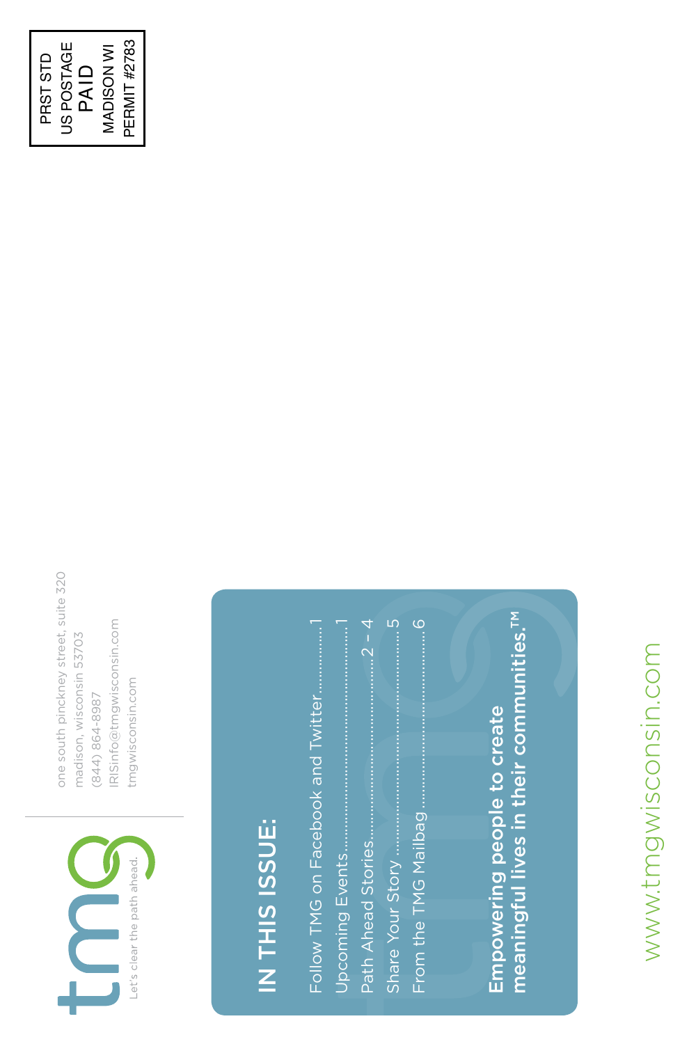PRST STD
US POSTAGE
PAID
MADISON WI
PERMIT #2783

tmg

Let's clear the path ahead.

one south pinckney street, suite 320
madison, wisconsin 53703
(844) 864-8987
IRISinfo@tmgwisconsin.com
tmgwisconsin.com

## IN THIS ISSUE:

- Follow TMG on Facebook and Twitter............1
- Upcoming Events............1
- Path Ahead Stories............2 – 4
- Share Your Story............5
- From the TMG Mailbag............6

**Empowering people to create meaningful lives in their communities.™**

www.tmgwisconsin.com